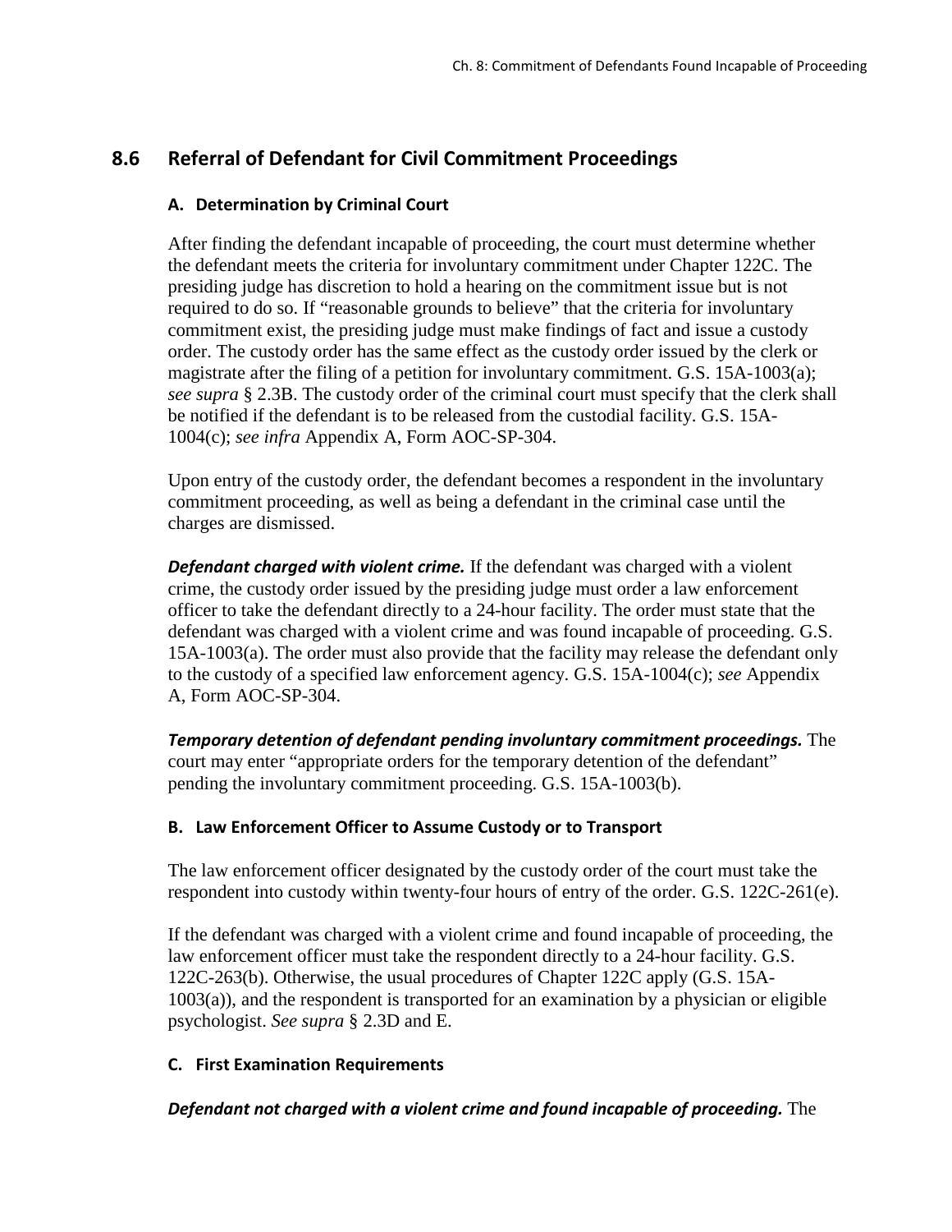## 8.6 Referral of Defendant for Civil Commitment Proceedings

### A. Determination by Criminal Court

After finding the defendant incapable of proceeding, the court must determine whether the defendant meets the criteria for involuntary commitment under Chapter 122C. The presiding judge has discretion to hold a hearing on the commitment issue but is not required to do so. If "reasonable grounds to believe" that the criteria for involuntary commitment exist, the presiding judge must make findings of fact and issue a custody order. The custody order has the same effect as the custody order issued by the clerk or magistrate after the filing of a petition for involuntary commitment. G.S. 15A-1003(a); *see supra* § 2.3B. The custody order of the criminal court must specify that the clerk shall be notified if the defendant is to be released from the custodial facility. G.S. 15A-1004(c); *see infra* Appendix A, Form AOC-SP-304.

Upon entry of the custody order, the defendant becomes a respondent in the involuntary commitment proceeding, as well as being a defendant in the criminal case until the charges are dismissed.

***Defendant charged with violent crime.*** If the defendant was charged with a violent crime, the custody order issued by the presiding judge must order a law enforcement officer to take the defendant directly to a 24-hour facility. The order must state that the defendant was charged with a violent crime and was found incapable of proceeding. G.S. 15A-1003(a). The order must also provide that the facility may release the defendant only to the custody of a specified law enforcement agency. G.S. 15A-1004(c); *see* Appendix A, Form AOC-SP-304.

***Temporary detention of defendant pending involuntary commitment proceedings.*** The court may enter "appropriate orders for the temporary detention of the defendant" pending the involuntary commitment proceeding. G.S. 15A-1003(b).

### B. Law Enforcement Officer to Assume Custody or to Transport

The law enforcement officer designated by the custody order of the court must take the respondent into custody within twenty-four hours of entry of the order. G.S. 122C-261(e).

If the defendant was charged with a violent crime and found incapable of proceeding, the law enforcement officer must take the respondent directly to a 24-hour facility. G.S. 122C-263(b). Otherwise, the usual procedures of Chapter 122C apply (G.S. 15A-1003(a)), and the respondent is transported for an examination by a physician or eligible psychologist. *See supra* § 2.3D and E.

### C. First Examination Requirements

***Defendant not charged with a violent crime and found incapable of proceeding.*** The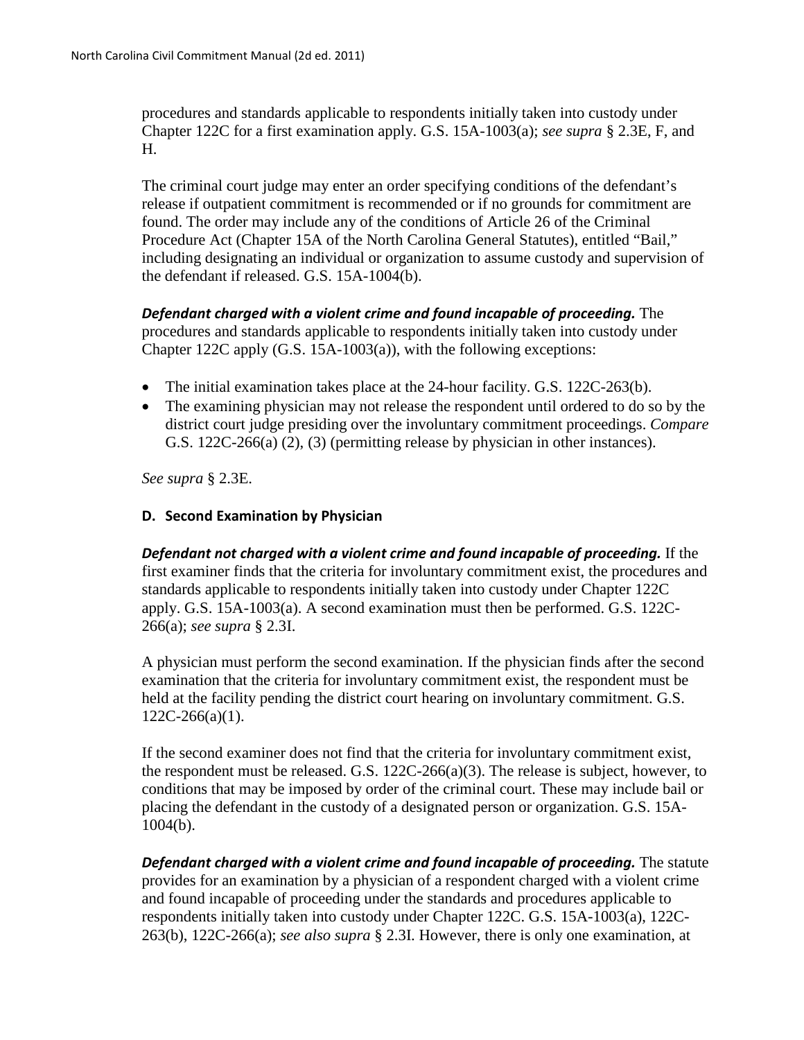procedures and standards applicable to respondents initially taken into custody under Chapter 122C for a first examination apply. G.S. 15A-1003(a); *see supra* § 2.3E, F, and H.

The criminal court judge may enter an order specifying conditions of the defendant's release if outpatient commitment is recommended or if no grounds for commitment are found. The order may include any of the conditions of Article 26 of the Criminal Procedure Act (Chapter 15A of the North Carolina General Statutes), entitled "Bail," including designating an individual or organization to assume custody and supervision of the defendant if released. G.S. 15A-1004(b).

***Defendant charged with a violent crime and found incapable of proceeding.*** The procedures and standards applicable to respondents initially taken into custody under Chapter 122C apply (G.S. 15A-1003(a)), with the following exceptions:

- The initial examination takes place at the 24-hour facility. G.S. 122C-263(b).
- The examining physician may not release the respondent until ordered to do so by the district court judge presiding over the involuntary commitment proceedings. *Compare* G.S. 122C-266(a) (2), (3) (permitting release by physician in other instances).

*See supra* § 2.3E.

### D. Second Examination by Physician

***Defendant not charged with a violent crime and found incapable of proceeding.*** If the first examiner finds that the criteria for involuntary commitment exist, the procedures and standards applicable to respondents initially taken into custody under Chapter 122C apply. G.S. 15A-1003(a). A second examination must then be performed. G.S. 122C-266(a); *see supra* § 2.3I.

A physician must perform the second examination. If the physician finds after the second examination that the criteria for involuntary commitment exist, the respondent must be held at the facility pending the district court hearing on involuntary commitment. G.S. 122C-266(a)(1).

If the second examiner does not find that the criteria for involuntary commitment exist, the respondent must be released. G.S. 122C-266(a)(3). The release is subject, however, to conditions that may be imposed by order of the criminal court. These may include bail or placing the defendant in the custody of a designated person or organization. G.S. 15A-1004(b).

***Defendant charged with a violent crime and found incapable of proceeding.*** The statute provides for an examination by a physician of a respondent charged with a violent crime and found incapable of proceeding under the standards and procedures applicable to respondents initially taken into custody under Chapter 122C. G.S. 15A-1003(a), 122C-263(b), 122C-266(a); *see also supra* § 2.3I. However, there is only one examination, at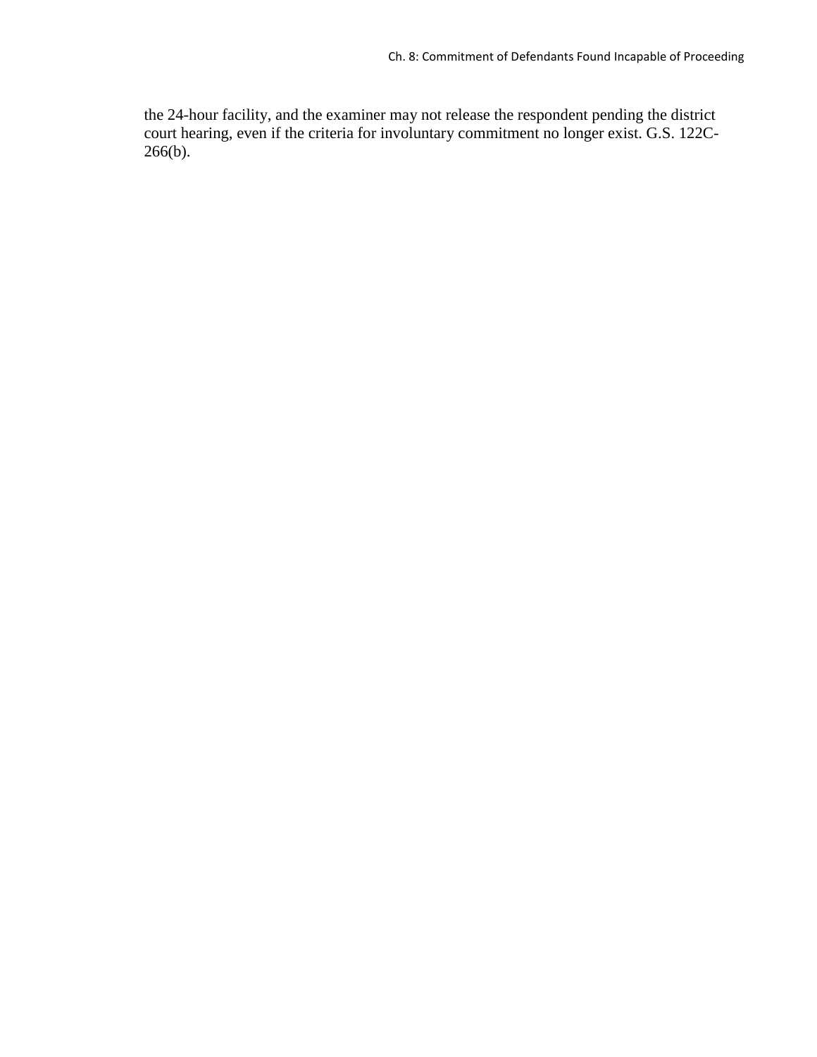the 24-hour facility, and the examiner may not release the respondent pending the district court hearing, even if the criteria for involuntary commitment no longer exist. G.S. 122C-266(b).